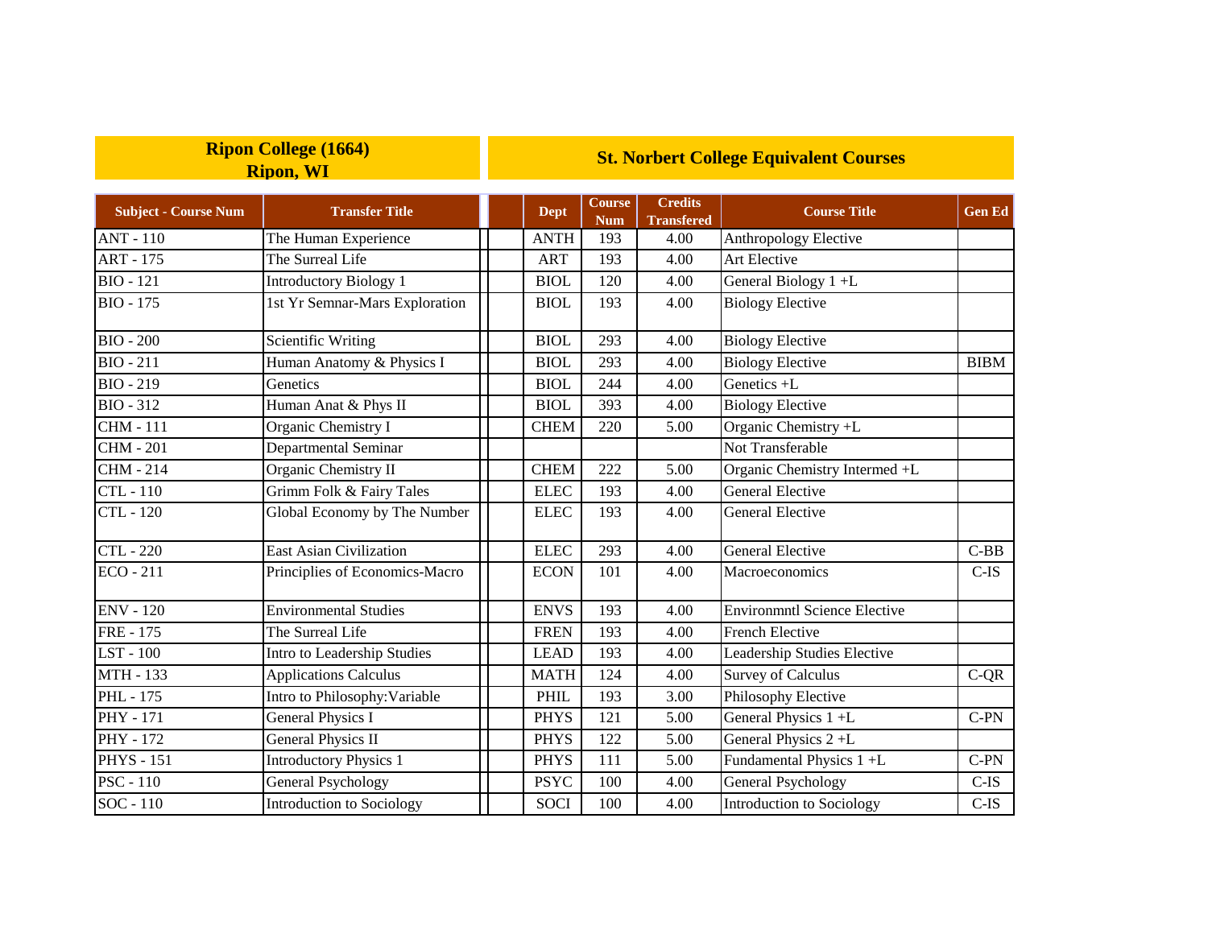| Ripon College (1664) Ripon, WI | | St. Norbert College Equivalent Courses | | | | |
|---|---|---|---|---|---|---|
| **Subject - Course Num** | **Transfer Title** | **Dept** | **Course Num** | **Credits Transfered** | **Course Title** | **Gen Ed** |
| ANT - 110 | The Human Experience | ANTH | 193 | 4.00 | Anthropology Elective | |
| ART - 175 | The Surreal Life | ART | 193 | 4.00 | Art Elective | |
| BIO - 121 | Introductory Biology 1 | BIOL | 120 | 4.00 | General Biology 1 +L | |
| BIO - 175 | 1st Yr Semnar-Mars Exploration | BIOL | 193 | 4.00 | Biology Elective | |
| BIO - 200 | Scientific Writing | BIOL | 293 | 4.00 | Biology Elective | |
| BIO - 211 | Human Anatomy & Physics I | BIOL | 293 | 4.00 | Biology Elective | BIBM |
| BIO - 219 | Genetics | BIOL | 244 | 4.00 | Genetics +L | |
| BIO - 312 | Human Anat & Phys II | BIOL | 393 | 4.00 | Biology Elective | |
| CHM - 111 | Organic Chemistry I | CHEM | 220 | 5.00 | Organic Chemistry +L | |
| CHM - 201 | Departmental Seminar | | | | Not Transferable | |
| CHM - 214 | Organic Chemistry II | CHEM | 222 | 5.00 | Organic Chemistry Intermed +L | |
| CTL - 110 | Grimm Folk & Fairy Tales | ELEC | 193 | 4.00 | General Elective | |
| CTL - 120 | Global Economy by The Number | ELEC | 193 | 4.00 | General Elective | |
| CTL - 220 | East Asian Civilization | ELEC | 293 | 4.00 | General Elective | C-BB |
| ECO - 211 | Principlies of Economics-Macro | ECON | 101 | 4.00 | Macroeconomics | C-IS |
| ENV - 120 | Environmental Studies | ENVS | 193 | 4.00 | Environmntl Science Elective | |
| FRE - 175 | The Surreal Life | FREN | 193 | 4.00 | French Elective | |
| LST - 100 | Intro to Leadership Studies | LEAD | 193 | 4.00 | Leadership Studies Elective | |
| MTH - 133 | Applications Calculus | MATH | 124 | 4.00 | Survey of Calculus | C-QR |
| PHL - 175 | Intro to Philosophy:Variable | PHIL | 193 | 3.00 | Philosophy Elective | |
| PHY - 171 | General Physics I | PHYS | 121 | 5.00 | General Physics 1 +L | C-PN |
| PHY - 172 | General Physics II | PHYS | 122 | 5.00 | General Physics 2 +L | |
| PHYS - 151 | Introductory Physics 1 | PHYS | 111 | 5.00 | Fundamental Physics 1 +L | C-PN |
| PSC - 110 | General Psychology | PSYC | 100 | 4.00 | General Psychology | C-IS |
| SOC - 110 | Introduction to Sociology | SOCI | 100 | 4.00 | Introduction to Sociology | C-IS |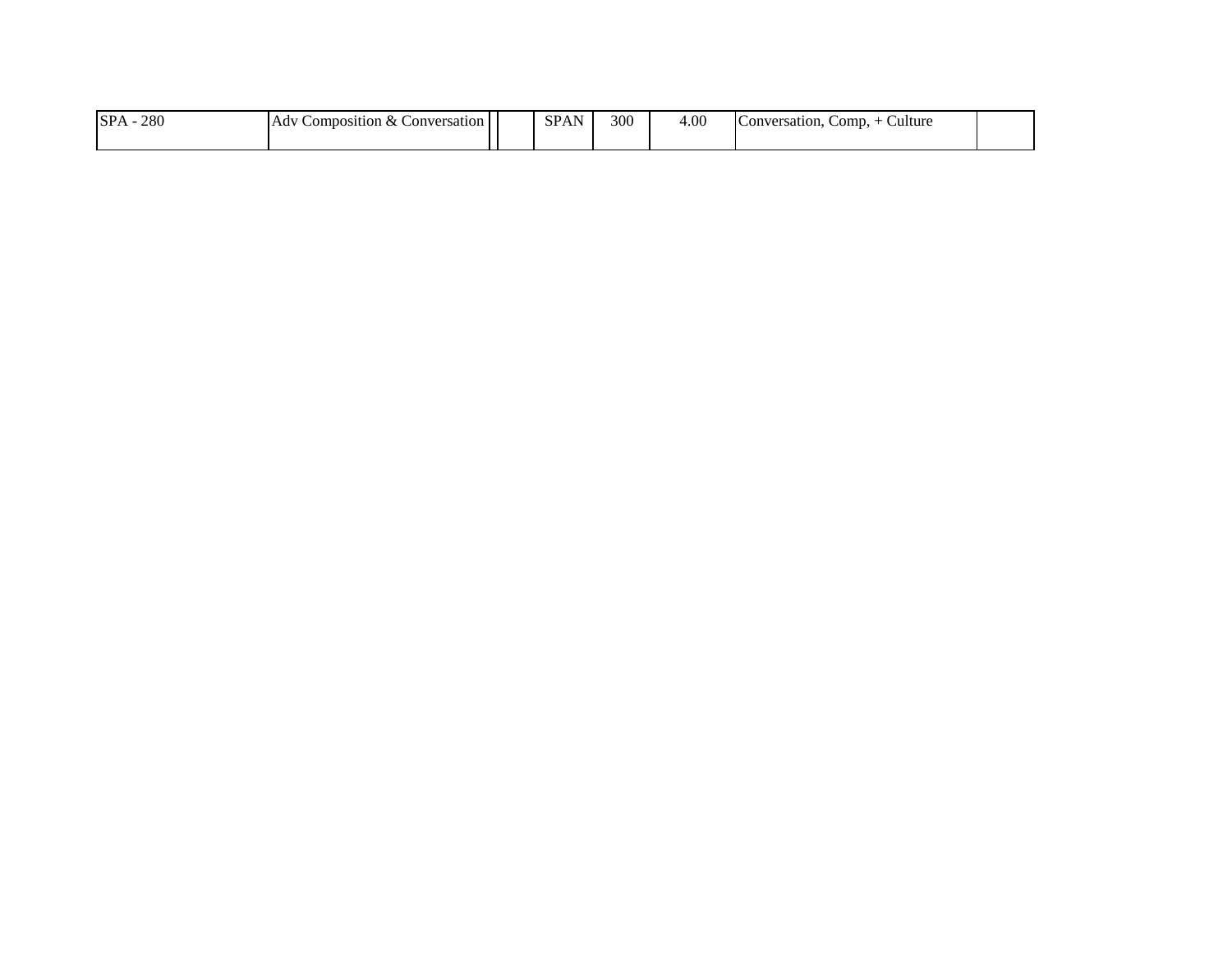| | | | | | | | | |
|---|---|---|---|---|---|---|---|---|
| SPA - 280 | Adv Composition & Conversation | | | SPAN | 300 | 4.00 | Conversation, Comp, + Culture | |